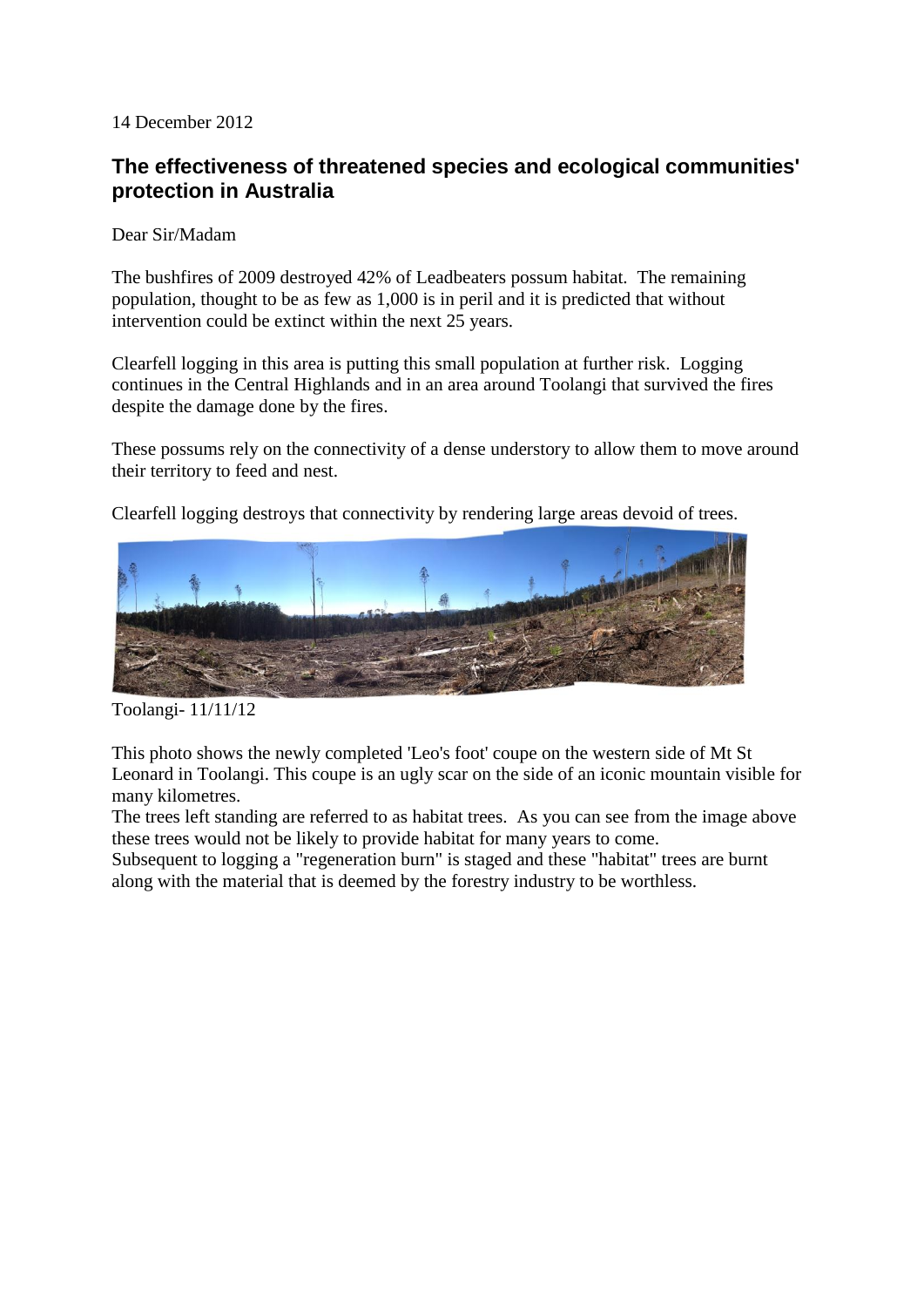14 December 2012

## The effectiveness of threatened species and ecological communities' protection in Australia

Dear Sir/Madam

The bushfires of 2009 destroyed 42% of Leadbeaters possum habitat. The remaining population, thought to be as few as 1,000 is in peril and it is predicted that without intervention could be extinct within the next 25 years.

Clearfell logging in this area is putting this small population at further risk. Logging continues in the Central Highlands and in an area around Toolangi that survived the fires despite the damage done by the fires.

These possums rely on the connectivity of a dense understory to allow them to move around their territory to feed and nest.

Clearfell logging destroys that connectivity by rendering large areas devoid of trees.

Toolangi- 11/11/12

This photo shows the newly completed 'Leo's foot' coupe on the western side of Mt St Leonard in Toolangi. This coupe is an ugly scar on the side of an iconic mountain visible for many kilometres.

The trees left standing are referred to as habitat trees. As you can see from the image above these trees would not be likely to provide habitat for many years to come.

Subsequent to logging a "regeneration burn" is staged and these "habitat" trees are burnt along with the material that is deemed by the forestry industry to be worthless.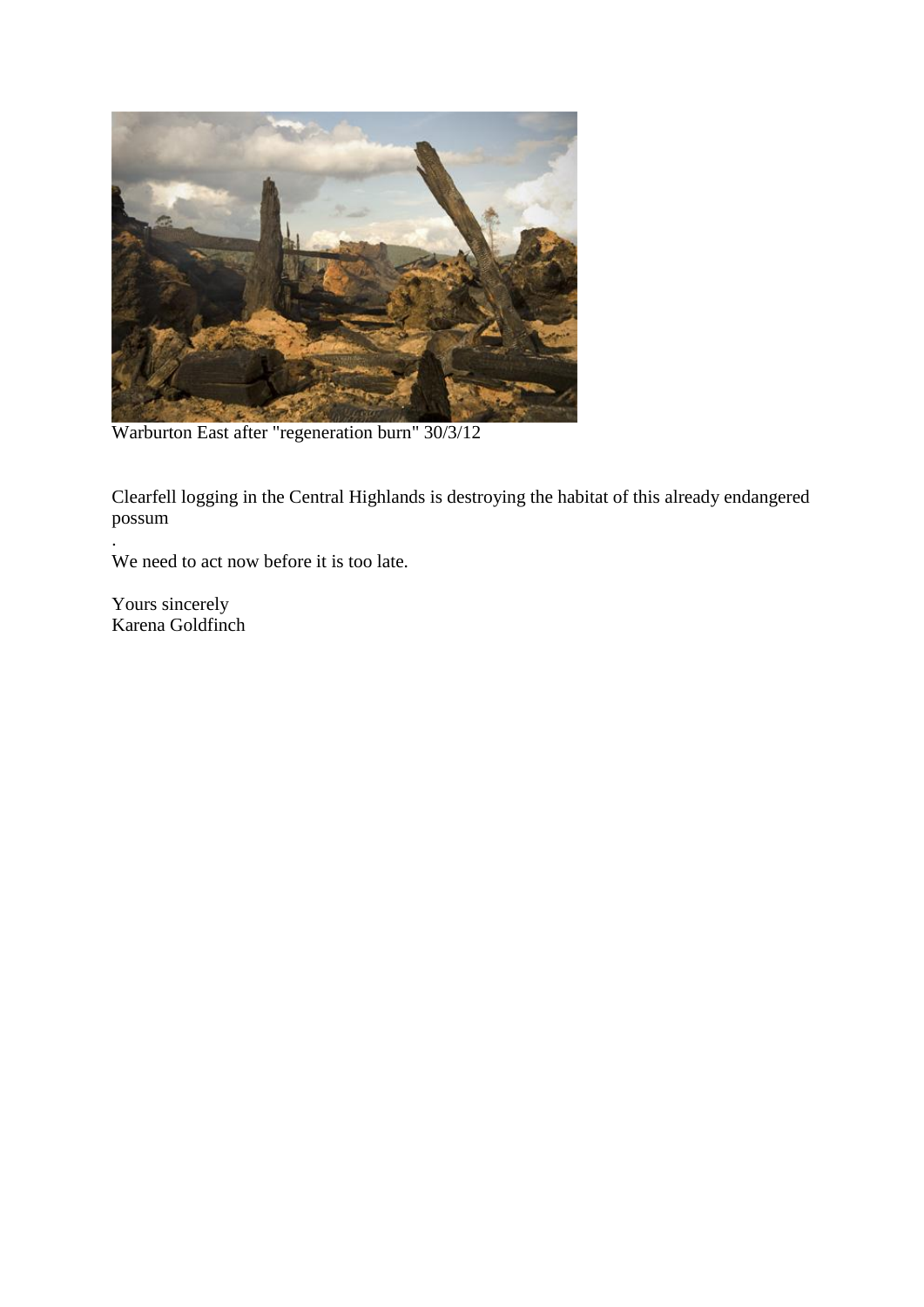Warburton East after "regeneration burn" 30/3/12

Clearfell logging in the Central Highlands is destroying the habitat of this already endangered possum

.

We need to act now before it is too late.

Yours sincerely
Karena Goldfinch